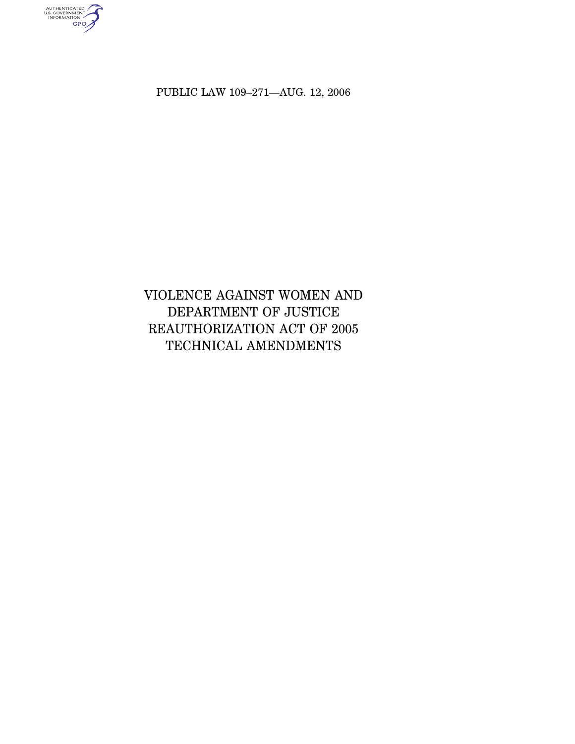PUBLIC LAW 109–271—AUG. 12, 2006

# VIOLENCE AGAINST WOMEN AND DEPARTMENT OF JUSTICE REAUTHORIZATION ACT OF 2005 TECHNICAL AMENDMENTS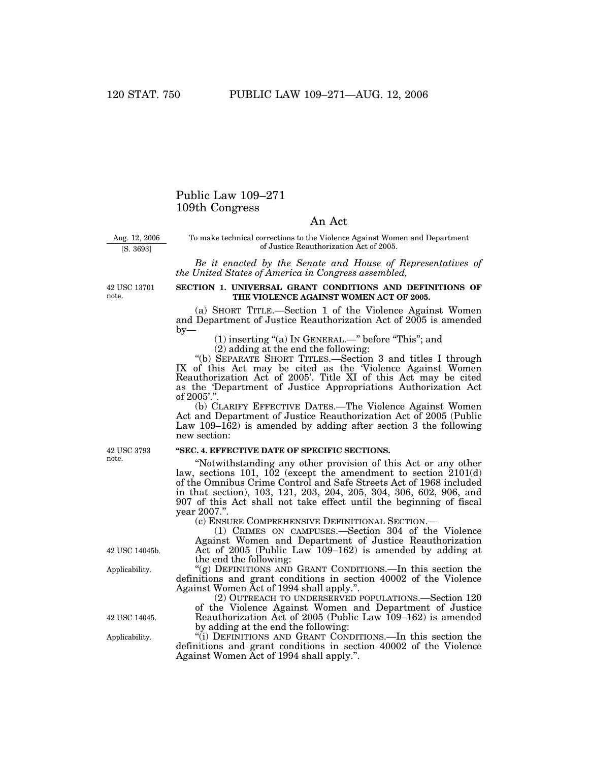# Public Law 109–271
# 109th Congress

## An Act

Aug. 12, 2006
[S. 3693]

To make technical corrections to the Violence Against Women and Department of Justice Reauthorization Act of 2005.

*Be it enacted by the Senate and House of Representatives of the United States of America in Congress assembled,*

42 USC 13701 note.

**SECTION 1. UNIVERSAL GRANT CONDITIONS AND DEFINITIONS OF THE VIOLENCE AGAINST WOMEN ACT OF 2005.**

(a) SHORT TITLE.—Section 1 of the Violence Against Women and Department of Justice Reauthorization Act of 2005 is amended by—

(1) inserting "(a) IN GENERAL.—" before "This"; and

(2) adding at the end the following:

"(b) SEPARATE SHORT TITLES.—Section 3 and titles I through IX of this Act may be cited as the 'Violence Against Women Reauthorization Act of 2005'. Title XI of this Act may be cited as the 'Department of Justice Appropriations Authorization Act of 2005'.".

(b) CLARIFY EFFECTIVE DATES.—The Violence Against Women Act and Department of Justice Reauthorization Act of 2005 (Public Law 109–162) is amended by adding after section 3 the following new section:

42 USC 3793 note.

**"SEC. 4. EFFECTIVE DATE OF SPECIFIC SECTIONS.**

"Notwithstanding any other provision of this Act or any other law, sections 101, 102 (except the amendment to section 2101(d) of the Omnibus Crime Control and Safe Streets Act of 1968 included in that section), 103, 121, 203, 204, 205, 304, 306, 602, 906, and 907 of this Act shall not take effect until the beginning of fiscal year 2007.".

(c) ENSURE COMPREHENSIVE DEFINITIONAL SECTION.—

(1) CRIMES ON CAMPUSES.—Section 304 of the Violence Against Women and Department of Justice Reauthorization Act of 2005 (Public Law 109–162) is amended by adding at the end the following:

42 USC 14045b.

Applicability.

"(g) DEFINITIONS AND GRANT CONDITIONS.—In this section the definitions and grant conditions in section 40002 of the Violence Against Women Act of 1994 shall apply.".

(2) OUTREACH TO UNDERSERVED POPULATIONS.—Section 120 of the Violence Against Women and Department of Justice Reauthorization Act of 2005 (Public Law 109–162) is amended by adding at the end the following:

42 USC 14045.

Applicability.

"(i) DEFINITIONS AND GRANT CONDITIONS.—In this section the definitions and grant conditions in section 40002 of the Violence Against Women Act of 1994 shall apply.".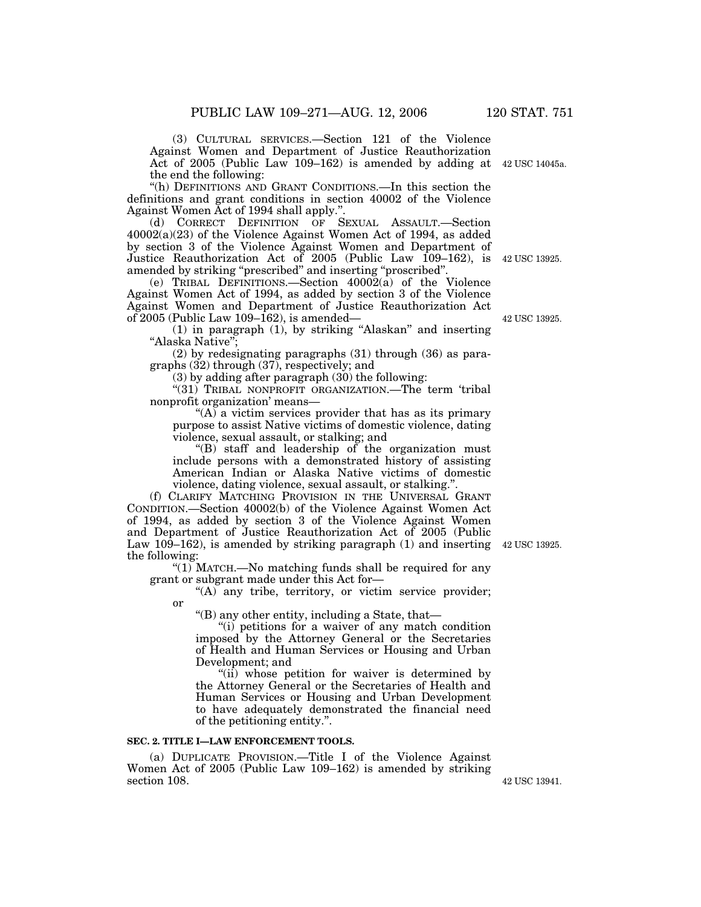(3) CULTURAL SERVICES.—Section 121 of the Violence Against Women and Department of Justice Reauthorization Act of 2005 (Public Law 109–162) is amended by adding at the end the following:

42 USC 14045a.

"(h) DEFINITIONS AND GRANT CONDITIONS.—In this section the definitions and grant conditions in section 40002 of the Violence Against Women Act of 1994 shall apply.".

(d) CORRECT DEFINITION OF SEXUAL ASSAULT.—Section 40002(a)(23) of the Violence Against Women Act of 1994, as added by section 3 of the Violence Against Women and Department of Justice Reauthorization Act of 2005 (Public Law 109–162), is amended by striking "prescribed" and inserting "proscribed".

42 USC 13925.

(e) TRIBAL DEFINITIONS.—Section 40002(a) of the Violence Against Women Act of 1994, as added by section 3 of the Violence Against Women and Department of Justice Reauthorization Act of 2005 (Public Law 109–162), is amended—

42 USC 13925.

(1) in paragraph (1), by striking "Alaskan" and inserting "Alaska Native";

(2) by redesignating paragraphs (31) through (36) as paragraphs (32) through (37), respectively; and

(3) by adding after paragraph (30) the following:

"(31) TRIBAL NONPROFIT ORGANIZATION.—The term 'tribal nonprofit organization' means—

"(A) a victim services provider that has as its primary purpose to assist Native victims of domestic violence, dating violence, sexual assault, or stalking; and

"(B) staff and leadership of the organization must include persons with a demonstrated history of assisting American Indian or Alaska Native victims of domestic violence, dating violence, sexual assault, or stalking.".

(f) CLARIFY MATCHING PROVISION IN THE UNIVERSAL GRANT CONDITION.—Section 40002(b) of the Violence Against Women Act of 1994, as added by section 3 of the Violence Against Women and Department of Justice Reauthorization Act of 2005 (Public Law 109–162), is amended by striking paragraph (1) and inserting the following:

42 USC 13925.

"(1) MATCH.—No matching funds shall be required for any grant or subgrant made under this Act for—

"(A) any tribe, territory, or victim service provider; or

"(B) any other entity, including a State, that—

"(i) petitions for a waiver of any match condition imposed by the Attorney General or the Secretaries of Health and Human Services or Housing and Urban Development; and

"(ii) whose petition for waiver is determined by the Attorney General or the Secretaries of Health and Human Services or Housing and Urban Development to have adequately demonstrated the financial need of the petitioning entity.".

**SEC. 2. TITLE I—LAW ENFORCEMENT TOOLS.**

(a) DUPLICATE PROVISION.—Title I of the Violence Against Women Act of 2005 (Public Law 109–162) is amended by striking section 108.

42 USC 13941.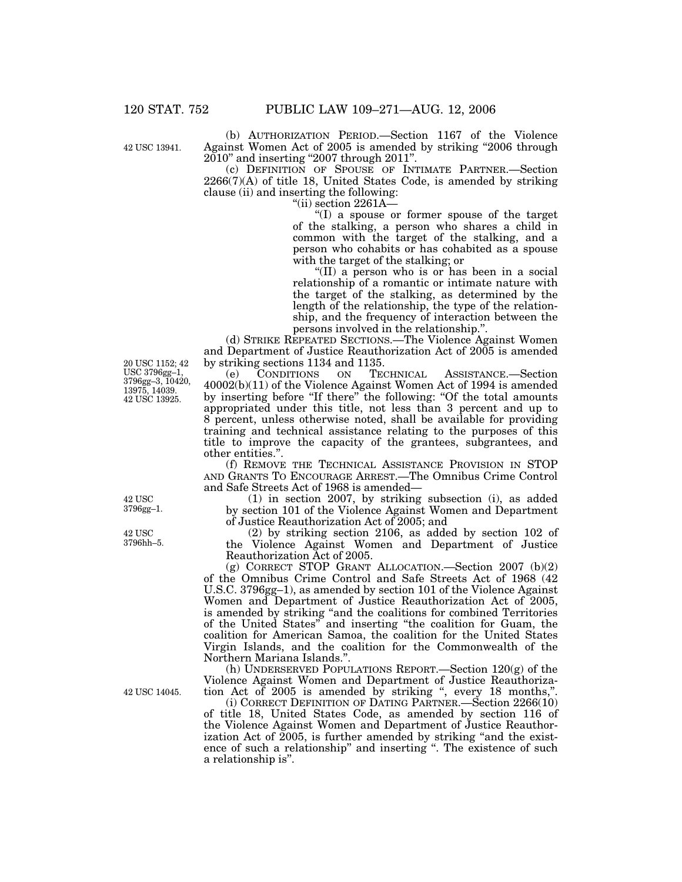(b) AUTHORIZATION PERIOD.—Section 1167 of the Violence Against Women Act of 2005 is amended by striking "2006 through 2010" and inserting "2007 through 2011".

42 USC 13941.

(c) DEFINITION OF SPOUSE OF INTIMATE PARTNER.—Section 2266(7)(A) of title 18, United States Code, is amended by striking clause (ii) and inserting the following:

"(ii) section 2261A—

"(I) a spouse or former spouse of the target of the stalking, a person who shares a child in common with the target of the stalking, and a person who cohabits or has cohabited as a spouse with the target of the stalking; or

"(II) a person who is or has been in a social relationship of a romantic or intimate nature with the target of the stalking, as determined by the length of the relationship, the type of the relationship, and the frequency of interaction between the persons involved in the relationship.".

(d) STRIKE REPEATED SECTIONS.—The Violence Against Women and Department of Justice Reauthorization Act of 2005 is amended by striking sections 1134 and 1135.

20 USC 1152; 42 USC 3796gg–1, 3796gg–3, 10420, 13975, 14039.

42 USC 13925.

(e) CONDITIONS ON TECHNICAL ASSISTANCE.—Section 40002(b)(11) of the Violence Against Women Act of 1994 is amended by inserting before "If there" the following: "Of the total amounts appropriated under this title, not less than 3 percent and up to 8 percent, unless otherwise noted, shall be available for providing training and technical assistance relating to the purposes of this title to improve the capacity of the grantees, subgrantees, and other entities.".

(f) REMOVE THE TECHNICAL ASSISTANCE PROVISION IN STOP AND GRANTS TO ENCOURAGE ARREST.—The Omnibus Crime Control and Safe Streets Act of 1968 is amended—

42 USC 3796gg–1.

(1) in section 2007, by striking subsection (i), as added by section 101 of the Violence Against Women and Department of Justice Reauthorization Act of 2005; and

42 USC 3796hh–5.

(2) by striking section 2106, as added by section 102 of the Violence Against Women and Department of Justice Reauthorization Act of 2005.

(g) CORRECT STOP GRANT ALLOCATION.—Section 2007 (b)(2) of the Omnibus Crime Control and Safe Streets Act of 1968 (42 U.S.C. 3796gg–1), as amended by section 101 of the Violence Against Women and Department of Justice Reauthorization Act of 2005, is amended by striking "and the coalitions for combined Territories of the United States" and inserting "the coalition for Guam, the coalition for American Samoa, the coalition for the United States Virgin Islands, and the coalition for the Commonwealth of the Northern Mariana Islands.".

(h) UNDERSERVED POPULATIONS REPORT.—Section 120(g) of the Violence Against Women and Department of Justice Reauthorization Act of 2005 is amended by striking ", every 18 months,".

42 USC 14045.

(i) CORRECT DEFINITION OF DATING PARTNER.—Section 2266(10) of title 18, United States Code, as amended by section 116 of the Violence Against Women and Department of Justice Reauthorization Act of 2005, is further amended by striking "and the existence of such a relationship" and inserting ". The existence of such a relationship is".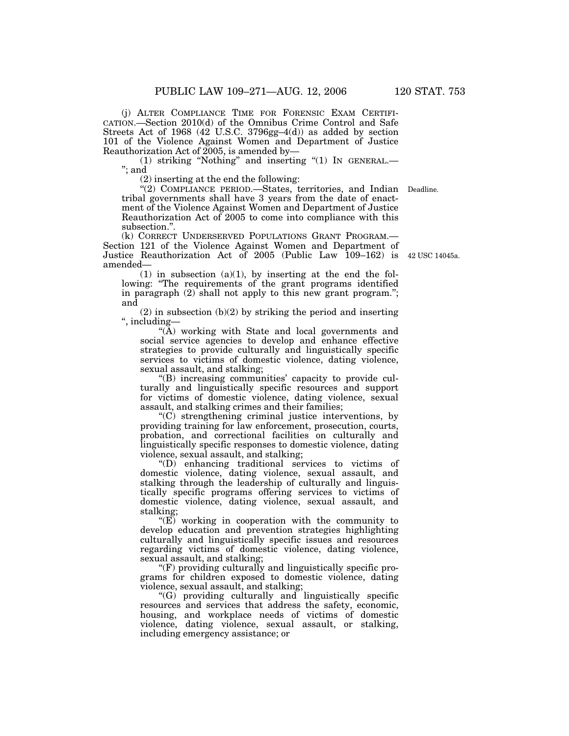(j) ALTER COMPLIANCE TIME FOR FORENSIC EXAM CERTIFICATION.—Section 2010(d) of the Omnibus Crime Control and Safe Streets Act of 1968 (42 U.S.C. 3796gg–4(d)) as added by section 101 of the Violence Against Women and Department of Justice Reauthorization Act of 2005, is amended by—

(1) striking "Nothing" and inserting "(1) IN GENERAL.—"; and

(2) inserting at the end the following:

"(2) COMPLIANCE PERIOD.—States, territories, and Indian tribal governments shall have 3 years from the date of enactment of the Violence Against Women and Department of Justice Reauthorization Act of 2005 to come into compliance with this subsection.".

Deadline.

(k) CORRECT UNDERSERVED POPULATIONS GRANT PROGRAM.—Section 121 of the Violence Against Women and Department of Justice Reauthorization Act of 2005 (Public Law 109–162) is amended—

42 USC 14045a.

(1) in subsection (a)(1), by inserting at the end the following: "The requirements of the grant programs identified in paragraph (2) shall not apply to this new grant program."; and

(2) in subsection (b)(2) by striking the period and inserting ", including—

"(A) working with State and local governments and social service agencies to develop and enhance effective strategies to provide culturally and linguistically specific services to victims of domestic violence, dating violence, sexual assault, and stalking;

"(B) increasing communities' capacity to provide culturally and linguistically specific resources and support for victims of domestic violence, dating violence, sexual assault, and stalking crimes and their families;

"(C) strengthening criminal justice interventions, by providing training for law enforcement, prosecution, courts, probation, and correctional facilities on culturally and linguistically specific responses to domestic violence, dating violence, sexual assault, and stalking;

"(D) enhancing traditional services to victims of domestic violence, dating violence, sexual assault, and stalking through the leadership of culturally and linguistically specific programs offering services to victims of domestic violence, dating violence, sexual assault, and stalking;

"(E) working in cooperation with the community to develop education and prevention strategies highlighting culturally and linguistically specific issues and resources regarding victims of domestic violence, dating violence, sexual assault, and stalking;

"(F) providing culturally and linguistically specific programs for children exposed to domestic violence, dating violence, sexual assault, and stalking;

"(G) providing culturally and linguistically specific resources and services that address the safety, economic, housing, and workplace needs of victims of domestic violence, dating violence, sexual assault, or stalking, including emergency assistance; or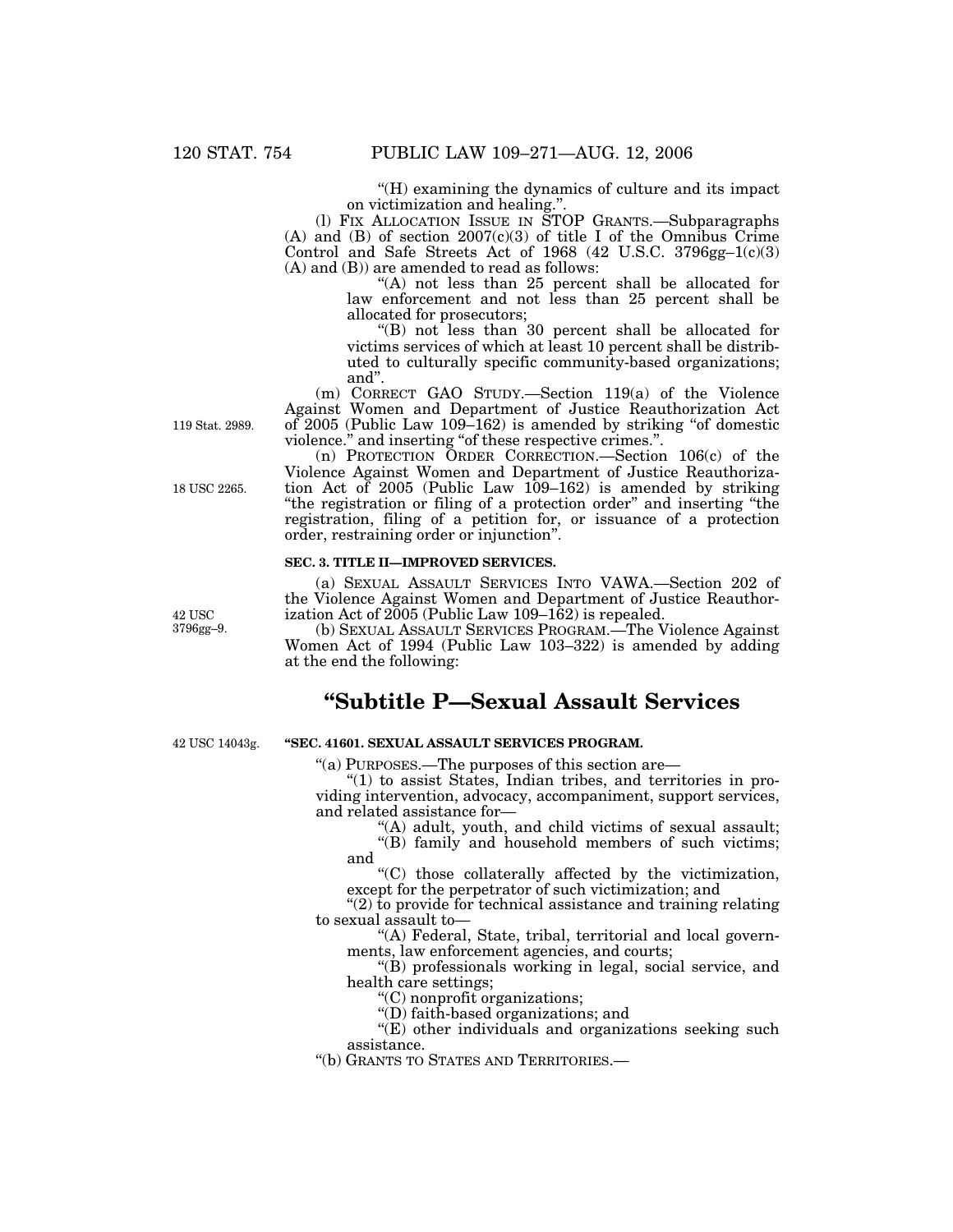"(H) examining the dynamics of culture and its impact on victimization and healing.".

(l) FIX ALLOCATION ISSUE IN STOP GRANTS.—Subparagraphs (A) and (B) of section 2007(c)(3) of title I of the Omnibus Crime Control and Safe Streets Act of 1968 (42 U.S.C. 3796gg–1(c)(3) (A) and (B)) are amended to read as follows:

"(A) not less than 25 percent shall be allocated for law enforcement and not less than 25 percent shall be allocated for prosecutors;

"(B) not less than 30 percent shall be allocated for victims services of which at least 10 percent shall be distributed to culturally specific community-based organizations; and".

(m) CORRECT GAO STUDY.—Section 119(a) of the Violence Against Women and Department of Justice Reauthorization Act of 2005 (Public Law 109–162) is amended by striking "of domestic violence." and inserting "of these respective crimes.".

119 Stat. 2989.

(n) PROTECTION ORDER CORRECTION.—Section 106(c) of the Violence Against Women and Department of Justice Reauthorization Act of 2005 (Public Law 109–162) is amended by striking "the registration or filing of a protection order" and inserting "the registration, filing of a petition for, or issuance of a protection order, restraining order or injunction".

18 USC 2265.

**SEC. 3. TITLE II—IMPROVED SERVICES.**

(a) SEXUAL ASSAULT SERVICES INTO VAWA.—Section 202 of the Violence Against Women and Department of Justice Reauthorization Act of 2005 (Public Law 109–162) is repealed.

42 USC 3796gg–9.

(b) SEXUAL ASSAULT SERVICES PROGRAM.—The Violence Against Women Act of 1994 (Public Law 103–322) is amended by adding at the end the following:

## "Subtitle P—Sexual Assault Services

42 USC 14043g.

**"SEC. 41601. SEXUAL ASSAULT SERVICES PROGRAM.**

"(a) PURPOSES.—The purposes of this section are—

"(1) to assist States, Indian tribes, and territories in providing intervention, advocacy, accompaniment, support services, and related assistance for—

"(A) adult, youth, and child victims of sexual assault;

"(B) family and household members of such victims; and

"(C) those collaterally affected by the victimization, except for the perpetrator of such victimization; and

"(2) to provide for technical assistance and training relating to sexual assault to—

"(A) Federal, State, tribal, territorial and local governments, law enforcement agencies, and courts;

"(B) professionals working in legal, social service, and health care settings;

"(C) nonprofit organizations;

"(D) faith-based organizations; and

"(E) other individuals and organizations seeking such assistance.

"(b) GRANTS TO STATES AND TERRITORIES.—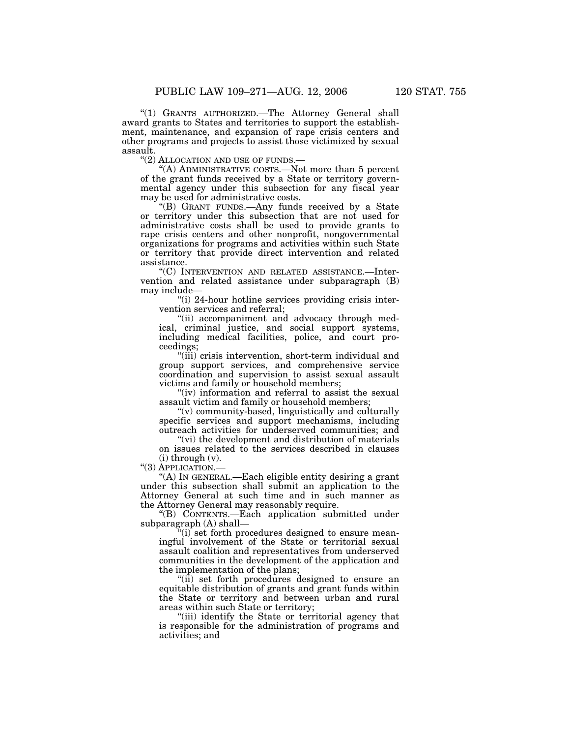"(1) GRANTS AUTHORIZED.—The Attorney General shall award grants to States and territories to support the establishment, maintenance, and expansion of rape crisis centers and other programs and projects to assist those victimized by sexual assault.

"(2) ALLOCATION AND USE OF FUNDS.—

"(A) ADMINISTRATIVE COSTS.—Not more than 5 percent of the grant funds received by a State or territory governmental agency under this subsection for any fiscal year may be used for administrative costs.

"(B) GRANT FUNDS.—Any funds received by a State or territory under this subsection that are not used for administrative costs shall be used to provide grants to rape crisis centers and other nonprofit, nongovernmental organizations for programs and activities within such State or territory that provide direct intervention and related assistance.

"(C) INTERVENTION AND RELATED ASSISTANCE.—Intervention and related assistance under subparagraph (B) may include—

"(i) 24-hour hotline services providing crisis intervention services and referral;

"(ii) accompaniment and advocacy through medical, criminal justice, and social support systems, including medical facilities, police, and court proceedings;

"(iii) crisis intervention, short-term individual and group support services, and comprehensive service coordination and supervision to assist sexual assault victims and family or household members;

"(iv) information and referral to assist the sexual assault victim and family or household members;

"(v) community-based, linguistically and culturally specific services and support mechanisms, including outreach activities for underserved communities; and

"(vi) the development and distribution of materials on issues related to the services described in clauses (i) through (v).

"(3) APPLICATION.—

"(A) IN GENERAL.—Each eligible entity desiring a grant under this subsection shall submit an application to the Attorney General at such time and in such manner as the Attorney General may reasonably require.

"(B) CONTENTS.—Each application submitted under subparagraph (A) shall—

"(i) set forth procedures designed to ensure meaningful involvement of the State or territorial sexual assault coalition and representatives from underserved communities in the development of the application and the implementation of the plans;

"(ii) set forth procedures designed to ensure an equitable distribution of grants and grant funds within the State or territory and between urban and rural areas within such State or territory;

"(iii) identify the State or territorial agency that is responsible for the administration of programs and activities; and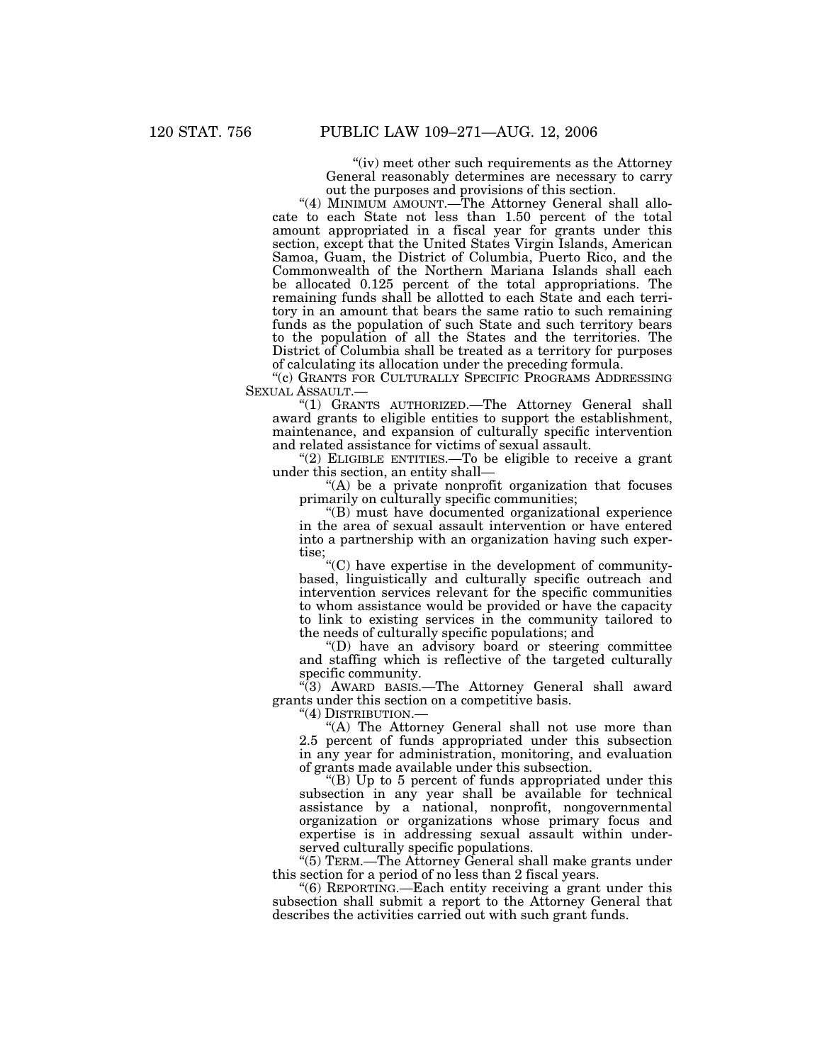"(iv) meet other such requirements as the Attorney General reasonably determines are necessary to carry out the purposes and provisions of this section.

"(4) MINIMUM AMOUNT.—The Attorney General shall allocate to each State not less than 1.50 percent of the total amount appropriated in a fiscal year for grants under this section, except that the United States Virgin Islands, American Samoa, Guam, the District of Columbia, Puerto Rico, and the Commonwealth of the Northern Mariana Islands shall each be allocated 0.125 percent of the total appropriations. The remaining funds shall be allotted to each State and each territory in an amount that bears the same ratio to such remaining funds as the population of such State and such territory bears to the population of all the States and the territories. The District of Columbia shall be treated as a territory for purposes of calculating its allocation under the preceding formula.

"(c) GRANTS FOR CULTURALLY SPECIFIC PROGRAMS ADDRESSING SEXUAL ASSAULT.—

"(1) GRANTS AUTHORIZED.—The Attorney General shall award grants to eligible entities to support the establishment, maintenance, and expansion of culturally specific intervention and related assistance for victims of sexual assault.

"(2) ELIGIBLE ENTITIES.—To be eligible to receive a grant under this section, an entity shall—

"(A) be a private nonprofit organization that focuses primarily on culturally specific communities;

"(B) must have documented organizational experience in the area of sexual assault intervention or have entered into a partnership with an organization having such expertise;

"(C) have expertise in the development of community-based, linguistically and culturally specific outreach and intervention services relevant for the specific communities to whom assistance would be provided or have the capacity to link to existing services in the community tailored to the needs of culturally specific populations; and

"(D) have an advisory board or steering committee and staffing which is reflective of the targeted culturally specific community.

"(3) AWARD BASIS.—The Attorney General shall award grants under this section on a competitive basis.

"(4) DISTRIBUTION.—

"(A) The Attorney General shall not use more than 2.5 percent of funds appropriated under this subsection in any year for administration, monitoring, and evaluation of grants made available under this subsection.

"(B) Up to 5 percent of funds appropriated under this subsection in any year shall be available for technical assistance by a national, nonprofit, nongovernmental organization or organizations whose primary focus and expertise is in addressing sexual assault within underserved culturally specific populations.

"(5) TERM.—The Attorney General shall make grants under this section for a period of no less than 2 fiscal years.

"(6) REPORTING.—Each entity receiving a grant under this subsection shall submit a report to the Attorney General that describes the activities carried out with such grant funds.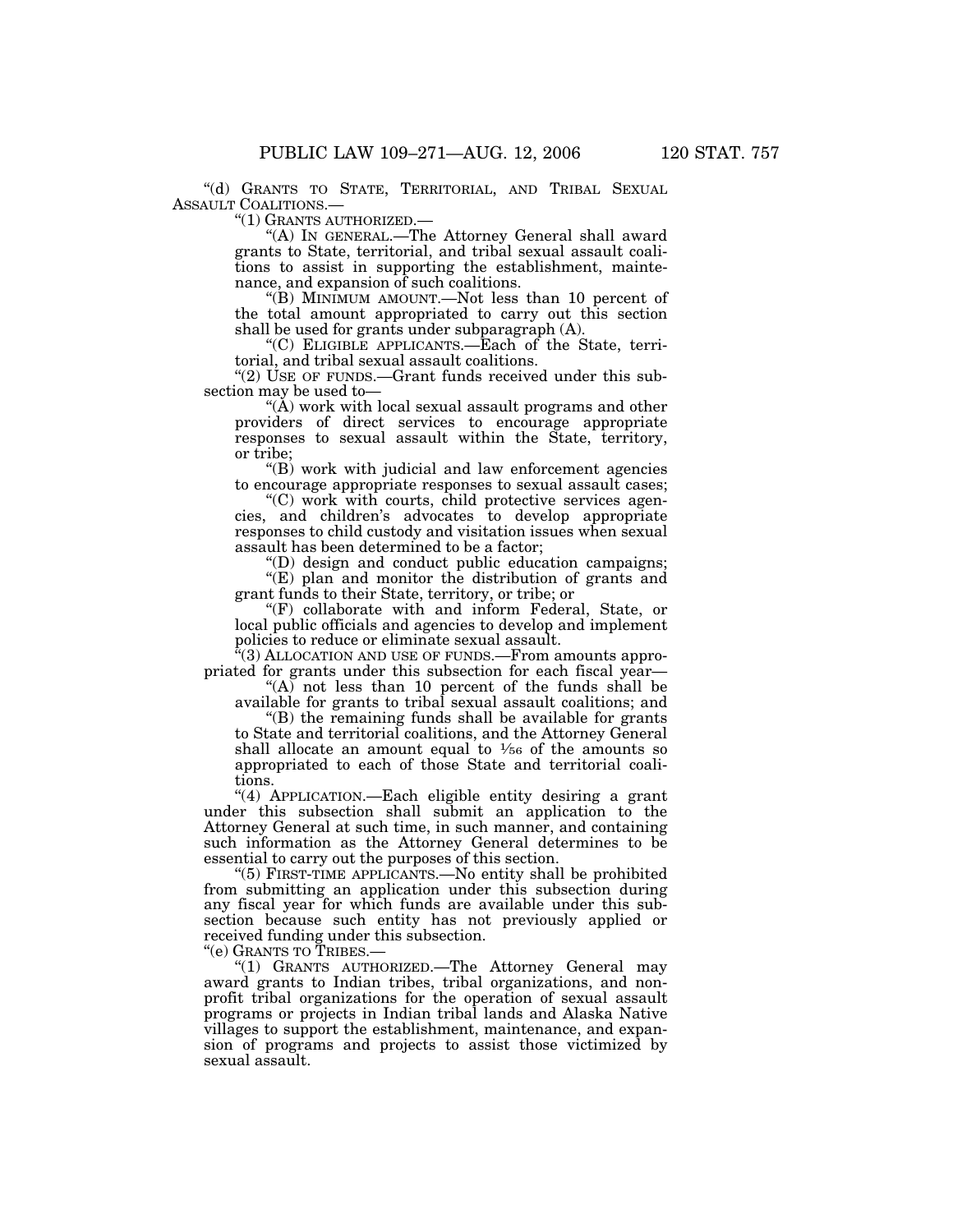"(d) GRANTS TO STATE, TERRITORIAL, AND TRIBAL SEXUAL ASSAULT COALITIONS.—

"(1) GRANTS AUTHORIZED.—

"(A) IN GENERAL.—The Attorney General shall award grants to State, territorial, and tribal sexual assault coalitions to assist in supporting the establishment, maintenance, and expansion of such coalitions.

"(B) MINIMUM AMOUNT.—Not less than 10 percent of the total amount appropriated to carry out this section shall be used for grants under subparagraph (A).

"(C) ELIGIBLE APPLICANTS.—Each of the State, territorial, and tribal sexual assault coalitions.

"(2) USE OF FUNDS.—Grant funds received under this subsection may be used to—

"(A) work with local sexual assault programs and other providers of direct services to encourage appropriate responses to sexual assault within the State, territory, or tribe;

"(B) work with judicial and law enforcement agencies to encourage appropriate responses to sexual assault cases;

"(C) work with courts, child protective services agencies, and children's advocates to develop appropriate responses to child custody and visitation issues when sexual assault has been determined to be a factor;

"(D) design and conduct public education campaigns;

"(E) plan and monitor the distribution of grants and grant funds to their State, territory, or tribe; or

"(F) collaborate with and inform Federal, State, or local public officials and agencies to develop and implement policies to reduce or eliminate sexual assault.

"(3) ALLOCATION AND USE OF FUNDS.—From amounts appropriated for grants under this subsection for each fiscal year—

"(A) not less than 10 percent of the funds shall be available for grants to tribal sexual assault coalitions; and

"(B) the remaining funds shall be available for grants to State and territorial coalitions, and the Attorney General shall allocate an amount equal to $\frac{1}{56}$ of the amounts so appropriated to each of those State and territorial coalitions.

"(4) APPLICATION.—Each eligible entity desiring a grant under this subsection shall submit an application to the Attorney General at such time, in such manner, and containing such information as the Attorney General determines to be essential to carry out the purposes of this section.

"(5) FIRST-TIME APPLICANTS.—No entity shall be prohibited from submitting an application under this subsection during any fiscal year for which funds are available under this subsection because such entity has not previously applied or received funding under this subsection.

"(e) GRANTS TO TRIBES.—

"(1) GRANTS AUTHORIZED.—The Attorney General may award grants to Indian tribes, tribal organizations, and nonprofit tribal organizations for the operation of sexual assault programs or projects in Indian tribal lands and Alaska Native villages to support the establishment, maintenance, and expansion of programs and projects to assist those victimized by sexual assault.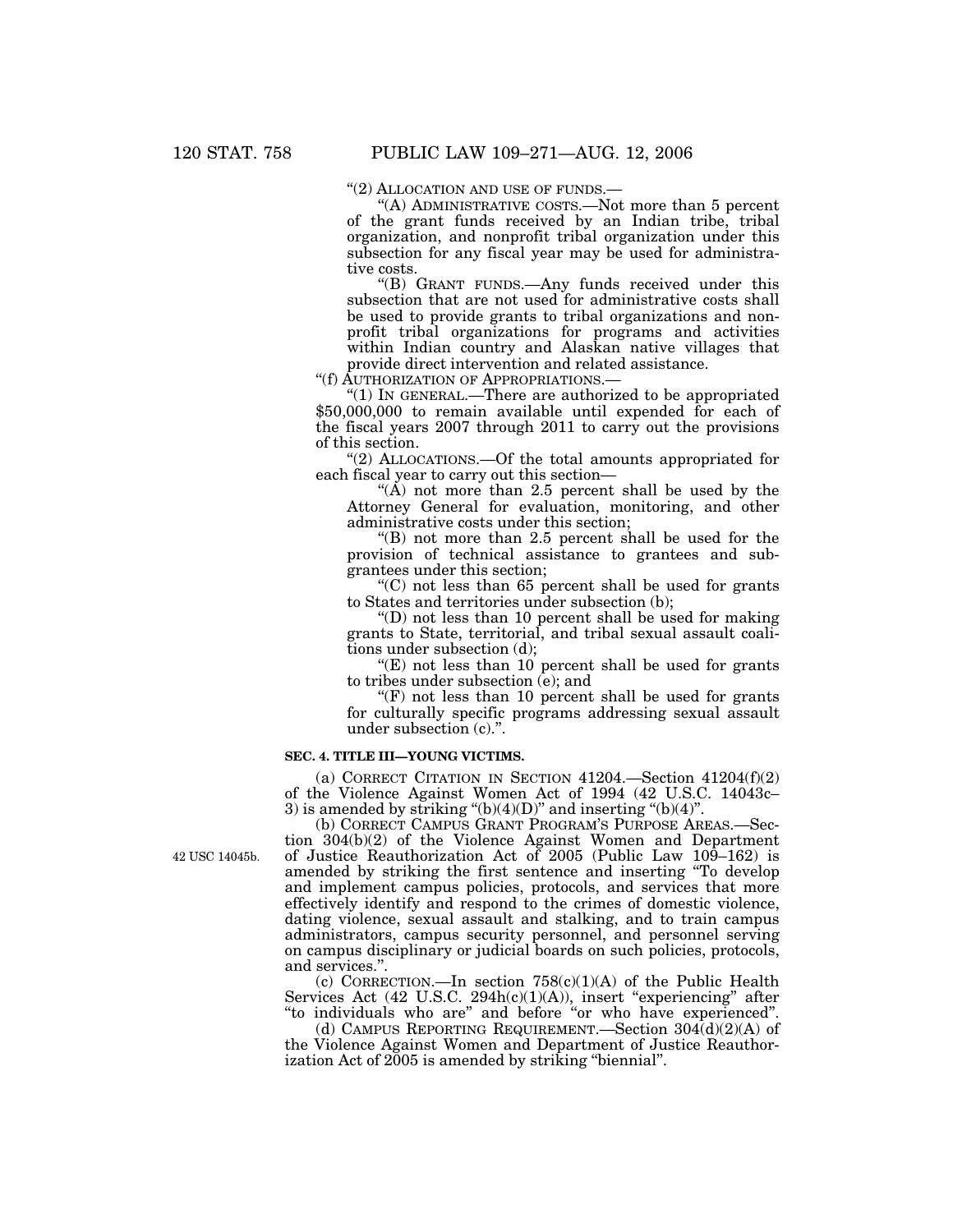"(2) ALLOCATION AND USE OF FUNDS.—

"(A) ADMINISTRATIVE COSTS.—Not more than 5 percent of the grant funds received by an Indian tribe, tribal organization, and nonprofit tribal organization under this subsection for any fiscal year may be used for administrative costs.

"(B) GRANT FUNDS.—Any funds received under this subsection that are not used for administrative costs shall be used to provide grants to tribal organizations and nonprofit tribal organizations for programs and activities within Indian country and Alaskan native villages that provide direct intervention and related assistance.

"(f) AUTHORIZATION OF APPROPRIATIONS.—

"(1) IN GENERAL.—There are authorized to be appropriated $50,000,000 to remain available until expended for each of the fiscal years 2007 through 2011 to carry out the provisions of this section.

"(2) ALLOCATIONS.—Of the total amounts appropriated for each fiscal year to carry out this section—

"(A) not more than 2.5 percent shall be used by the Attorney General for evaluation, monitoring, and other administrative costs under this section;

"(B) not more than 2.5 percent shall be used for the provision of technical assistance to grantees and subgrantees under this section;

"(C) not less than 65 percent shall be used for grants to States and territories under subsection (b);

"(D) not less than 10 percent shall be used for making grants to State, territorial, and tribal sexual assault coalitions under subsection (d);

"(E) not less than 10 percent shall be used for grants to tribes under subsection (e); and

"(F) not less than 10 percent shall be used for grants for culturally specific programs addressing sexual assault under subsection (c).".

**SEC. 4. TITLE III—YOUNG VICTIMS.**

(a) CORRECT CITATION IN SECTION 41204.—Section 41204(f)(2) of the Violence Against Women Act of 1994 (42 U.S.C. 14043c–3) is amended by striking "(b)(4)(D)" and inserting "(b)(4)".

(b) CORRECT CAMPUS GRANT PROGRAM'S PURPOSE AREAS.—Section 304(b)(2) of the Violence Against Women and Department of Justice Reauthorization Act of 2005 (Public Law 109–162) is amended by striking the first sentence and inserting "To develop and implement campus policies, protocols, and services that more effectively identify and respond to the crimes of domestic violence, dating violence, sexual assault and stalking, and to train campus administrators, campus security personnel, and personnel serving on campus disciplinary or judicial boards on such policies, protocols, and services.".

42 USC 14045b.

(c) CORRECTION.—In section 758(c)(1)(A) of the Public Health Services Act (42 U.S.C. 294h(c)(1)(A)), insert "experiencing" after "to individuals who are" and before "or who have experienced".

(d) CAMPUS REPORTING REQUIREMENT.—Section 304(d)(2)(A) of the Violence Against Women and Department of Justice Reauthorization Act of 2005 is amended by striking "biennial".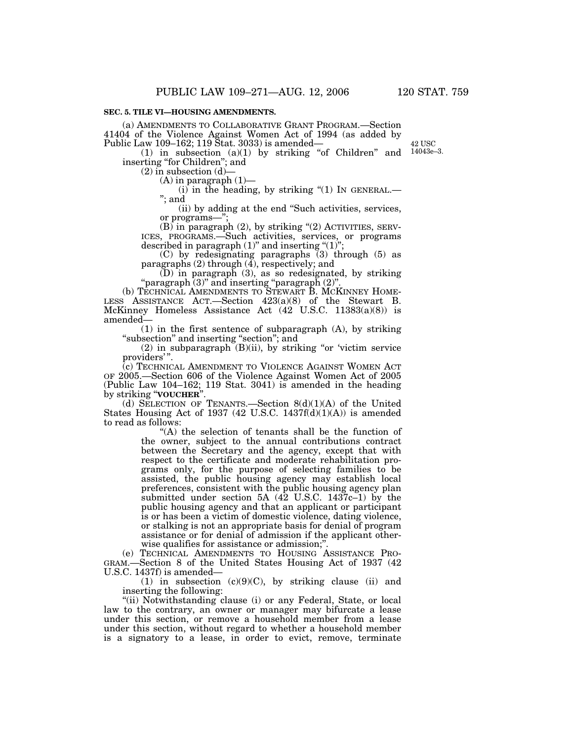**SEC. 5. TILE VI—HOUSING AMENDMENTS.**

(a) AMENDMENTS TO COLLABORATIVE GRANT PROGRAM.—Section 41404 of the Violence Against Women Act of 1994 (as added by Public Law 109–162; 119 Stat. 3033) is amended—

42 USC 14043e–3.

(1) in subsection (a)(1) by striking "of Children" and inserting "for Children"; and

(2) in subsection (d)—

(A) in paragraph (1)—

(i) in the heading, by striking "(1) IN GENERAL.—"; and

(ii) by adding at the end "Such activities, services, or programs—";

(B) in paragraph (2), by striking "(2) ACTIVITIES, SERVICES, PROGRAMS.—Such activities, services, or programs described in paragraph (1)" and inserting "(1)";

(C) by redesignating paragraphs (3) through (5) as paragraphs (2) through (4), respectively; and

(D) in paragraph (3), as so redesignated, by striking "paragraph (3)" and inserting "paragraph (2)".

(b) TECHNICAL AMENDMENTS TO STEWART B. MCKINNEY HOMELESS ASSISTANCE ACT.—Section 423(a)(8) of the Stewart B. McKinney Homeless Assistance Act (42 U.S.C. 11383(a)(8)) is amended—

(1) in the first sentence of subparagraph (A), by striking "subsection" and inserting "section"; and

(2) in subparagraph (B)(ii), by striking "or 'victim service providers' ".

(c) TECHNICAL AMENDMENT TO VIOLENCE AGAINST WOMEN ACT OF 2005.—Section 606 of the Violence Against Women Act of 2005 (Public Law 104–162; 119 Stat. 3041) is amended in the heading by striking "**VOUCHER**".

(d) SELECTION OF TENANTS.—Section 8(d)(1)(A) of the United States Housing Act of 1937 (42 U.S.C. 1437f(d)(1)(A)) is amended to read as follows:

"(A) the selection of tenants shall be the function of the owner, subject to the annual contributions contract between the Secretary and the agency, except that with respect to the certificate and moderate rehabilitation programs only, for the purpose of selecting families to be assisted, the public housing agency may establish local preferences, consistent with the public housing agency plan submitted under section 5A (42 U.S.C. 1437c–1) by the public housing agency and that an applicant or participant is or has been a victim of domestic violence, dating violence, or stalking is not an appropriate basis for denial of program assistance or for denial of admission if the applicant otherwise qualifies for assistance or admission;".

(e) TECHNICAL AMENDMENTS TO HOUSING ASSISTANCE PROGRAM.—Section 8 of the United States Housing Act of 1937 (42 U.S.C. 1437f) is amended—

(1) in subsection (c)(9)(C), by striking clause (ii) and inserting the following:

"(ii) Notwithstanding clause (i) or any Federal, State, or local law to the contrary, an owner or manager may bifurcate a lease under this section, or remove a household member from a lease under this section, without regard to whether a household member is a signatory to a lease, in order to evict, remove, terminate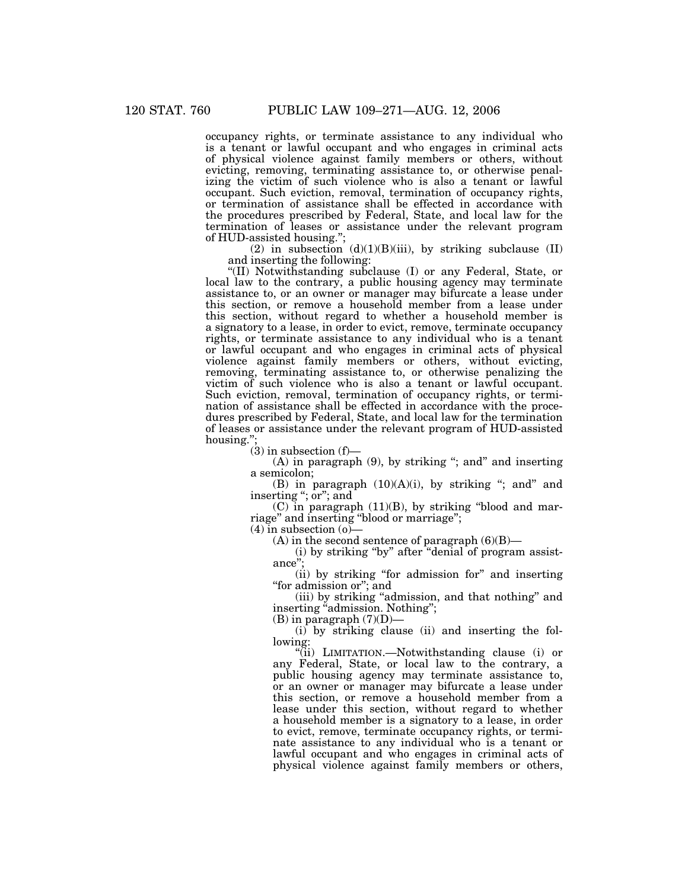occupancy rights, or terminate assistance to any individual who is a tenant or lawful occupant and who engages in criminal acts of physical violence against family members or others, without evicting, removing, terminating assistance to, or otherwise penalizing the victim of such violence who is also a tenant or lawful occupant. Such eviction, removal, termination of occupancy rights, or termination of assistance shall be effected in accordance with the procedures prescribed by Federal, State, and local law for the termination of leases or assistance under the relevant program of HUD-assisted housing.";

(2) in subsection (d)(1)(B)(iii), by striking subclause (II) and inserting the following:

"(II) Notwithstanding subclause (I) or any Federal, State, or local law to the contrary, a public housing agency may terminate assistance to, or an owner or manager may bifurcate a lease under this section, or remove a household member from a lease under this section, without regard to whether a household member is a signatory to a lease, in order to evict, remove, terminate occupancy rights, or terminate assistance to any individual who is a tenant or lawful occupant and who engages in criminal acts of physical violence against family members or others, without evicting, removing, terminating assistance to, or otherwise penalizing the victim of such violence who is also a tenant or lawful occupant. Such eviction, removal, termination of occupancy rights, or termination of assistance shall be effected in accordance with the procedures prescribed by Federal, State, and local law for the termination of leases or assistance under the relevant program of HUD-assisted housing.";

(3) in subsection (f)—

(A) in paragraph (9), by striking "; and" and inserting a semicolon;

(B) in paragraph (10)(A)(i), by striking "; and" and inserting "; or"; and

(C) in paragraph (11)(B), by striking "blood and marriage" and inserting "blood or marriage";

(4) in subsection (o)—

(A) in the second sentence of paragraph (6)(B)—

(i) by striking "by" after "denial of program assistance";

(ii) by striking "for admission for" and inserting "for admission or"; and

(iii) by striking "admission, and that nothing" and inserting "admission. Nothing";

(B) in paragraph (7)(D)—

(i) by striking clause (ii) and inserting the following:

"(ii) LIMITATION.—Notwithstanding clause (i) or any Federal, State, or local law to the contrary, a public housing agency may terminate assistance to, or an owner or manager may bifurcate a lease under this section, or remove a household member from a lease under this section, without regard to whether a household member is a signatory to a lease, in order to evict, remove, terminate occupancy rights, or terminate assistance to any individual who is a tenant or lawful occupant and who engages in criminal acts of physical violence against family members or others,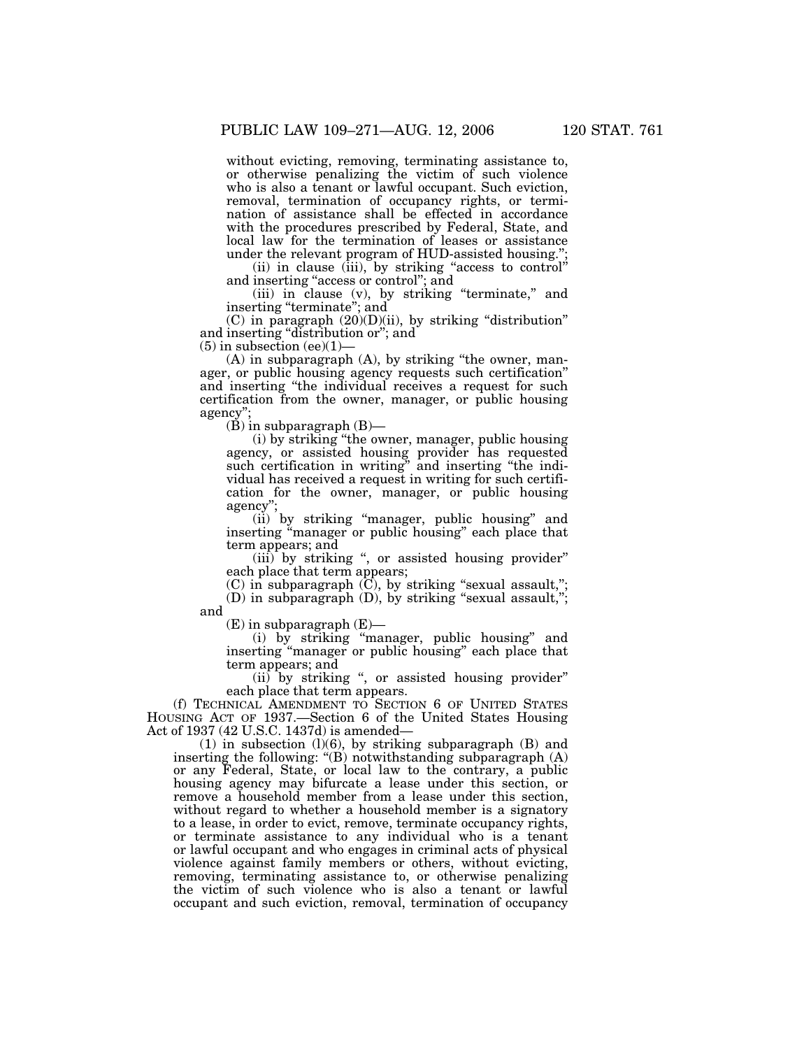without evicting, removing, terminating assistance to, or otherwise penalizing the victim of such violence who is also a tenant or lawful occupant. Such eviction, removal, termination of occupancy rights, or termination of assistance shall be effected in accordance with the procedures prescribed by Federal, State, and local law for the termination of leases or assistance under the relevant program of HUD-assisted housing.";

(ii) in clause (iii), by striking "access to control" and inserting "access or control"; and

(iii) in clause (v), by striking "terminate," and inserting "terminate"; and

(C) in paragraph (20)(D)(ii), by striking "distribution" and inserting "distribution or"; and

(5) in subsection (ee)(1)—

(A) in subparagraph (A), by striking "the owner, manager, or public housing agency requests such certification" and inserting "the individual receives a request for such certification from the owner, manager, or public housing agency";

(B) in subparagraph (B)—

(i) by striking "the owner, manager, public housing agency, or assisted housing provider has requested such certification in writing" and inserting "the individual has received a request in writing for such certification for the owner, manager, or public housing agency";

(ii) by striking "manager, public housing" and inserting "manager or public housing" each place that term appears; and

(iii) by striking ", or assisted housing provider" each place that term appears;

(C) in subparagraph (C), by striking "sexual assault,";

(D) in subparagraph (D), by striking "sexual assault,"; and

(E) in subparagraph (E)—

(i) by striking "manager, public housing" and inserting "manager or public housing" each place that term appears; and

(ii) by striking ", or assisted housing provider" each place that term appears.

(f) TECHNICAL AMENDMENT TO SECTION 6 OF UNITED STATES HOUSING ACT OF 1937.—Section 6 of the United States Housing Act of 1937 (42 U.S.C. 1437d) is amended—

(1) in subsection (l)(6), by striking subparagraph (B) and inserting the following: "(B) notwithstanding subparagraph (A) or any Federal, State, or local law to the contrary, a public housing agency may bifurcate a lease under this section, or remove a household member from a lease under this section, without regard to whether a household member is a signatory to a lease, in order to evict, remove, terminate occupancy rights, or terminate assistance to any individual who is a tenant or lawful occupant and who engages in criminal acts of physical violence against family members or others, without evicting, removing, terminating assistance to, or otherwise penalizing the victim of such violence who is also a tenant or lawful occupant and such eviction, removal, termination of occupancy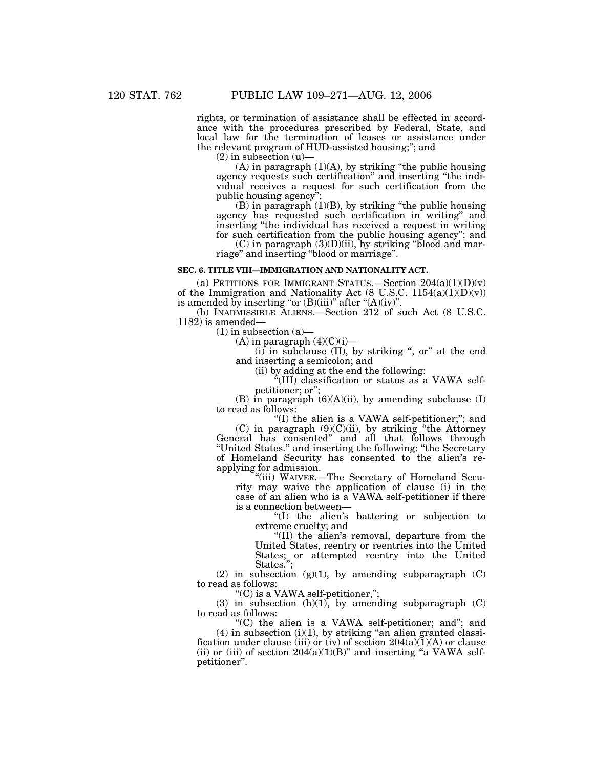rights, or termination of assistance shall be effected in accordance with the procedures prescribed by Federal, State, and local law for the termination of leases or assistance under the relevant program of HUD-assisted housing;"; and

(2) in subsection (u)—

(A) in paragraph (1)(A), by striking "the public housing agency requests such certification" and inserting "the individual receives a request for such certification from the public housing agency";

(B) in paragraph (1)(B), by striking "the public housing agency has requested such certification in writing" and inserting "the individual has received a request in writing for such certification from the public housing agency"; and

(C) in paragraph (3)(D)(ii), by striking "blood and marriage" and inserting "blood or marriage".

**SEC. 6. TITLE VIII—IMMIGRATION AND NATIONALITY ACT.**

(a) PETITIONS FOR IMMIGRANT STATUS.—Section 204(a)(1)(D)(v) of the Immigration and Nationality Act (8 U.S.C. 1154(a)(1)(D)(v)) is amended by inserting "or (B)(iii)" after "(A)(iv)".

(b) INADMISSIBLE ALIENS.—Section 212 of such Act (8 U.S.C. 1182) is amended—

(1) in subsection (a)—

(A) in paragraph (4)(C)(i)—

(i) in subclause (II), by striking ", or" at the end and inserting a semicolon; and

(ii) by adding at the end the following:

"(III) classification or status as a VAWA self-petitioner; or";

(B) in paragraph (6)(A)(ii), by amending subclause (I) to read as follows:

"(I) the alien is a VAWA self-petitioner;"; and

(C) in paragraph (9)(C)(ii), by striking "the Attorney General has consented" and all that follows through "United States." and inserting the following: "the Secretary of Homeland Security has consented to the alien's reapplying for admission.

"(iii) WAIVER.—The Secretary of Homeland Security may waive the application of clause (i) in the case of an alien who is a VAWA self-petitioner if there is a connection between—

"(I) the alien's battering or subjection to extreme cruelty; and

"(II) the alien's removal, departure from the United States, reentry or reentries into the United States; or attempted reentry into the United States.";

(2) in subsection (g)(1), by amending subparagraph (C) to read as follows:

"(C) is a VAWA self-petitioner,";

(3) in subsection (h)(1), by amending subparagraph (C) to read as follows:

"(C) the alien is a VAWA self-petitioner; and"; and

(4) in subsection (i)(1), by striking "an alien granted classification under clause (iii) or (iv) of section 204(a)(1)(A) or clause (ii) or (iii) of section 204(a)(1)(B)" and inserting "a VAWA self-petitioner".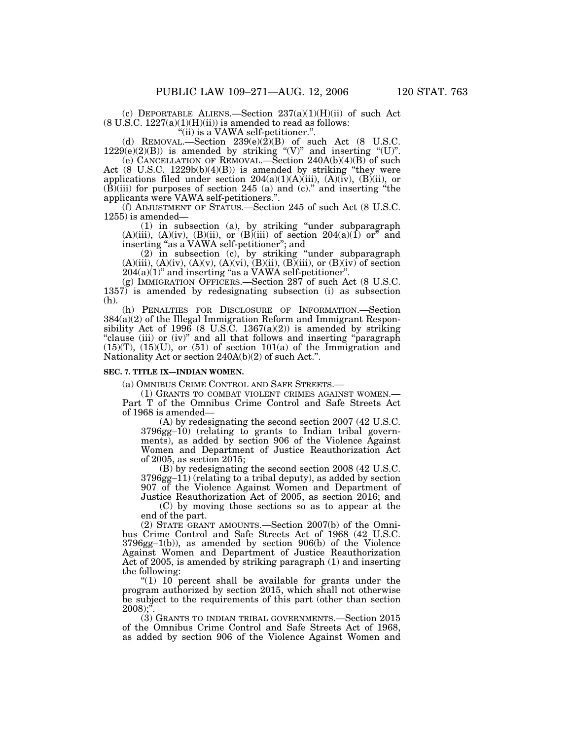(c) DEPORTABLE ALIENS.—Section 237(a)(1)(H)(ii) of such Act (8 U.S.C. 1227(a)(1)(H)(ii)) is amended to read as follows:

"(ii) is a VAWA self-petitioner.".

(d) REMOVAL.—Section 239(e)(2)(B) of such Act (8 U.S.C. 1229(e)(2)(B)) is amended by striking "(V)" and inserting "(U)".

(e) CANCELLATION OF REMOVAL.—Section 240A(b)(4)(B) of such Act (8 U.S.C. 1229b(b)(4)(B)) is amended by striking "they were applications filed under section 204(a)(1)(A)(iii), (A)(iv), (B)(ii), or (B)(iii) for purposes of section 245 (a) and (c)." and inserting "the applicants were VAWA self-petitioners.".

(f) ADJUSTMENT OF STATUS.—Section 245 of such Act (8 U.S.C. 1255) is amended—

(1) in subsection (a), by striking "under subparagraph (A)(iii), (A)(iv), (B)(ii), or (B)(iii) of section 204(a)(1) or" and inserting "as a VAWA self-petitioner"; and

(2) in subsection (c), by striking "under subparagraph (A)(iii), (A)(iv), (A)(v), (A)(vi), (B)(ii), (B)(iii), or (B)(iv) of section 204(a)(1)" and inserting "as a VAWA self-petitioner".

(g) IMMIGRATION OFFICERS.—Section 287 of such Act (8 U.S.C. 1357) is amended by redesignating subsection (i) as subsection (h).

(h) PENALTIES FOR DISCLOSURE OF INFORMATION.—Section 384(a)(2) of the Illegal Immigration Reform and Immigrant Responsibility Act of 1996 (8 U.S.C. 1367(a)(2)) is amended by striking "clause (iii) or (iv)" and all that follows and inserting "paragraph (15)(T), (15)(U), or (51) of section 101(a) of the Immigration and Nationality Act or section 240A(b)(2) of such Act.".

**SEC. 7. TITLE IX—INDIAN WOMEN.**

(a) OMNIBUS CRIME CONTROL AND SAFE STREETS.—

(1) GRANTS TO COMBAT VIOLENT CRIMES AGAINST WOMEN.—Part T of the Omnibus Crime Control and Safe Streets Act of 1968 is amended—

(A) by redesignating the second section 2007 (42 U.S.C. 3796gg–10) (relating to grants to Indian tribal governments), as added by section 906 of the Violence Against Women and Department of Justice Reauthorization Act of 2005, as section 2015;

(B) by redesignating the second section 2008 (42 U.S.C. 3796gg–11) (relating to a tribal deputy), as added by section 907 of the Violence Against Women and Department of Justice Reauthorization Act of 2005, as section 2016; and

(C) by moving those sections so as to appear at the end of the part.

(2) STATE GRANT AMOUNTS.—Section 2007(b) of the Omnibus Crime Control and Safe Streets Act of 1968 (42 U.S.C. 3796gg–1(b)), as amended by section 906(b) of the Violence Against Women and Department of Justice Reauthorization Act of 2005, is amended by striking paragraph (1) and inserting the following:

"(1) 10 percent shall be available for grants under the program authorized by section 2015, which shall not otherwise be subject to the requirements of this part (other than section 2008);".

(3) GRANTS TO INDIAN TRIBAL GOVERNMENTS.—Section 2015 of the Omnibus Crime Control and Safe Streets Act of 1968, as added by section 906 of the Violence Against Women and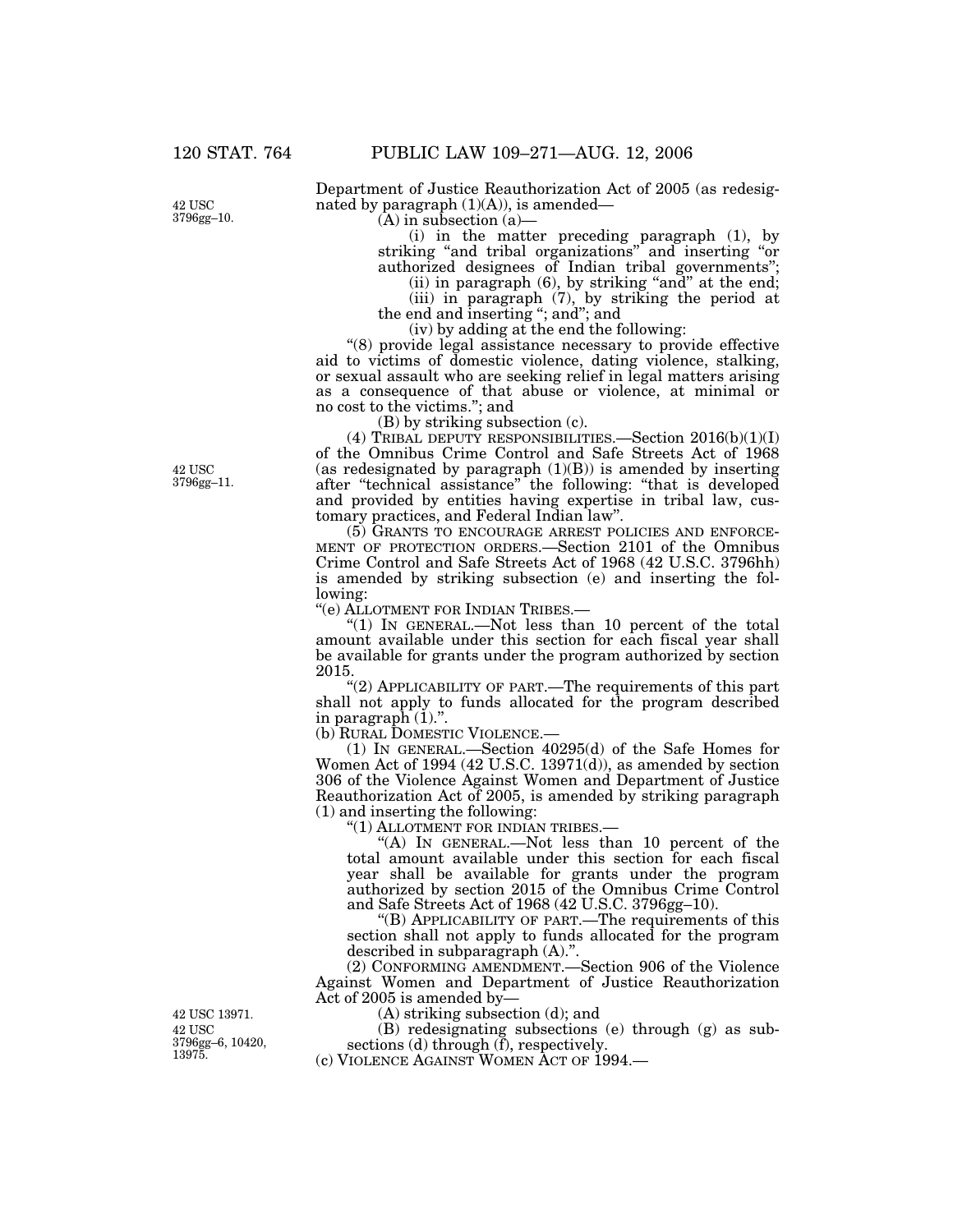Department of Justice Reauthorization Act of 2005 (as redesignated by paragraph (1)(A)), is amended—

(A) in subsection (a)—

(i) in the matter preceding paragraph (1), by striking "and tribal organizations" and inserting "or authorized designees of Indian tribal governments";

(ii) in paragraph (6), by striking "and" at the end;

(iii) in paragraph (7), by striking the period at the end and inserting "; and"; and

(iv) by adding at the end the following:

"(8) provide legal assistance necessary to provide effective aid to victims of domestic violence, dating violence, stalking, or sexual assault who are seeking relief in legal matters arising as a consequence of that abuse or violence, at minimal or no cost to the victims."; and

(B) by striking subsection (c).

(4) TRIBAL DEPUTY RESPONSIBILITIES.—Section 2016(b)(1)(I) of the Omnibus Crime Control and Safe Streets Act of 1968 (as redesignated by paragraph (1)(B)) is amended by inserting after "technical assistance" the following: "that is developed and provided by entities having expertise in tribal law, customary practices, and Federal Indian law".

(5) GRANTS TO ENCOURAGE ARREST POLICIES AND ENFORCEMENT OF PROTECTION ORDERS.—Section 2101 of the Omnibus Crime Control and Safe Streets Act of 1968 (42 U.S.C. 3796hh) is amended by striking subsection (e) and inserting the following:

"(e) ALLOTMENT FOR INDIAN TRIBES.—

"(1) IN GENERAL.—Not less than 10 percent of the total amount available under this section for each fiscal year shall be available for grants under the program authorized by section 2015.

"(2) APPLICABILITY OF PART.—The requirements of this part shall not apply to funds allocated for the program described in paragraph (1).".

(b) RURAL DOMESTIC VIOLENCE.—

(1) IN GENERAL.—Section 40295(d) of the Safe Homes for Women Act of 1994 (42 U.S.C. 13971(d)), as amended by section 306 of the Violence Against Women and Department of Justice Reauthorization Act of 2005, is amended by striking paragraph (1) and inserting the following:

"(1) ALLOTMENT FOR INDIAN TRIBES.—

"(A) IN GENERAL.—Not less than 10 percent of the total amount available under this section for each fiscal year shall be available for grants under the program authorized by section 2015 of the Omnibus Crime Control and Safe Streets Act of 1968 (42 U.S.C. 3796gg–10).

"(B) APPLICABILITY OF PART.—The requirements of this section shall not apply to funds allocated for the program described in subparagraph (A).".

(2) CONFORMING AMENDMENT.—Section 906 of the Violence Against Women and Department of Justice Reauthorization Act of 2005 is amended by—

(A) striking subsection (d); and

(B) redesignating subsections (e) through (g) as subsections (d) through (f), respectively.

(c) VIOLENCE AGAINST WOMEN ACT OF 1994.—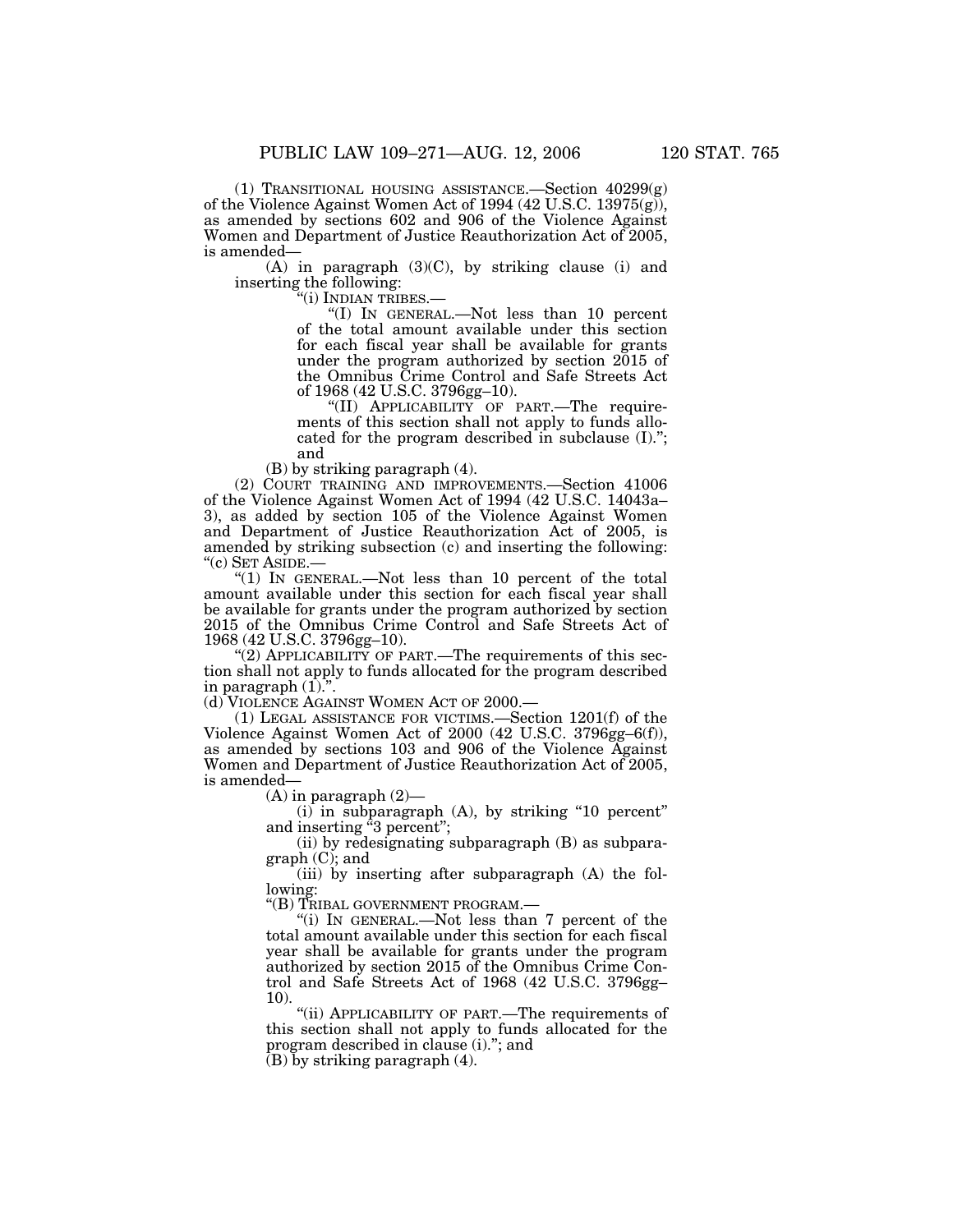(1) TRANSITIONAL HOUSING ASSISTANCE.—Section 40299(g) of the Violence Against Women Act of 1994 (42 U.S.C. 13975(g)), as amended by sections 602 and 906 of the Violence Against Women and Department of Justice Reauthorization Act of 2005, is amended—

(A) in paragraph (3)(C), by striking clause (i) and inserting the following:

"(i) INDIAN TRIBES.—

"(I) IN GENERAL.—Not less than 10 percent of the total amount available under this section for each fiscal year shall be available for grants under the program authorized by section 2015 of the Omnibus Crime Control and Safe Streets Act of 1968 (42 U.S.C. 3796gg–10).

"(II) APPLICABILITY OF PART.—The requirements of this section shall not apply to funds allocated for the program described in subclause (I)."; and

(B) by striking paragraph (4).

(2) COURT TRAINING AND IMPROVEMENTS.—Section 41006 of the Violence Against Women Act of 1994 (42 U.S.C. 14043a–3), as added by section 105 of the Violence Against Women and Department of Justice Reauthorization Act of 2005, is amended by striking subsection (c) and inserting the following:

"(c) SET ASIDE.—

"(1) IN GENERAL.—Not less than 10 percent of the total amount available under this section for each fiscal year shall be available for grants under the program authorized by section 2015 of the Omnibus Crime Control and Safe Streets Act of 1968 (42 U.S.C. 3796gg–10).

"(2) APPLICABILITY OF PART.—The requirements of this section shall not apply to funds allocated for the program described in paragraph (1).".

(d) VIOLENCE AGAINST WOMEN ACT OF 2000.—

(1) LEGAL ASSISTANCE FOR VICTIMS.—Section 1201(f) of the Violence Against Women Act of 2000 (42 U.S.C. 3796gg–6(f)), as amended by sections 103 and 906 of the Violence Against Women and Department of Justice Reauthorization Act of 2005, is amended—

(A) in paragraph (2)—

(i) in subparagraph (A), by striking "10 percent" and inserting "3 percent";

(ii) by redesignating subparagraph (B) as subparagraph (C); and

(iii) by inserting after subparagraph (A) the following:

"(B) TRIBAL GOVERNMENT PROGRAM.—

"(i) IN GENERAL.—Not less than 7 percent of the total amount available under this section for each fiscal year shall be available for grants under the program authorized by section 2015 of the Omnibus Crime Control and Safe Streets Act of 1968 (42 U.S.C. 3796gg–10).

"(ii) APPLICABILITY OF PART.—The requirements of this section shall not apply to funds allocated for the program described in clause (i)."; and

(B) by striking paragraph (4).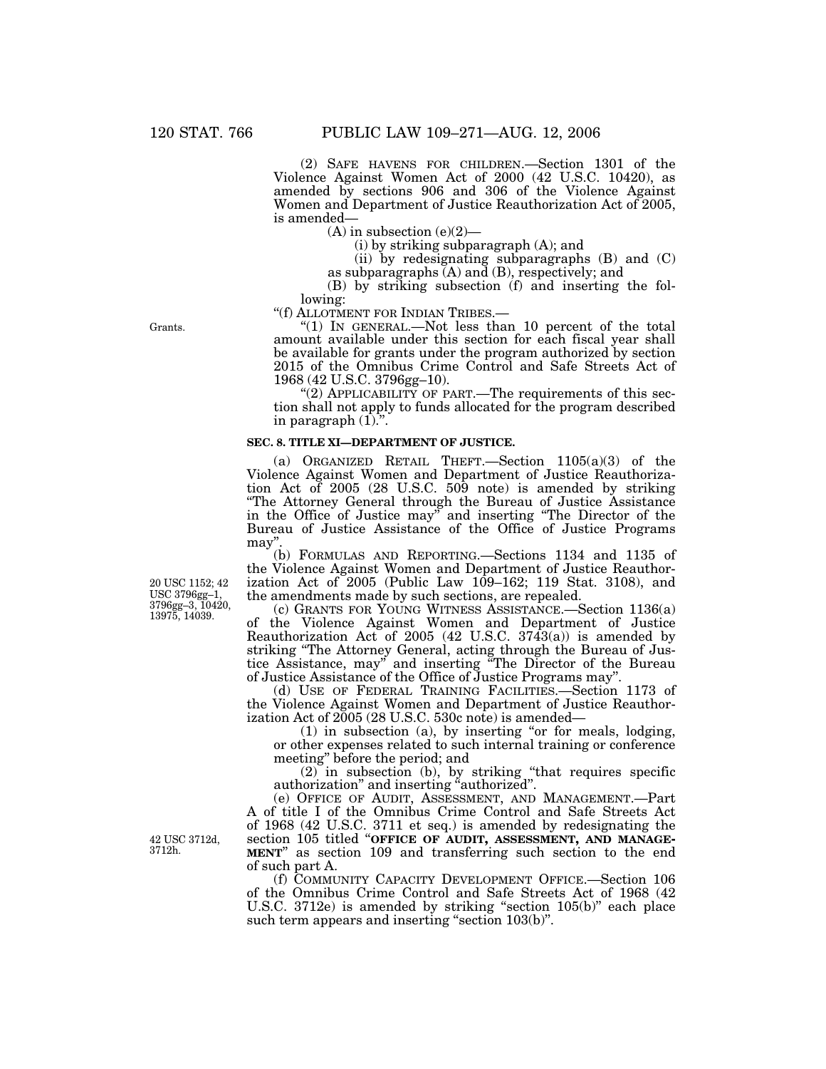(2) SAFE HAVENS FOR CHILDREN.—Section 1301 of the Violence Against Women Act of 2000 (42 U.S.C. 10420), as amended by sections 906 and 306 of the Violence Against Women and Department of Justice Reauthorization Act of 2005, is amended—

(A) in subsection (e)(2)—

(i) by striking subparagraph (A); and

(ii) by redesignating subparagraphs (B) and (C) as subparagraphs (A) and (B), respectively; and

(B) by striking subsection (f) and inserting the following:

"(f) ALLOTMENT FOR INDIAN TRIBES.—

"(1) IN GENERAL.—Not less than 10 percent of the total amount available under this section for each fiscal year shall be available for grants under the program authorized by section 2015 of the Omnibus Crime Control and Safe Streets Act of 1968 (42 U.S.C. 3796gg–10).

"(2) APPLICABILITY OF PART.—The requirements of this section shall not apply to funds allocated for the program described in paragraph (1).".

Grants.

**SEC. 8. TITLE XI—DEPARTMENT OF JUSTICE.**

(a) ORGANIZED RETAIL THEFT.—Section 1105(a)(3) of the Violence Against Women and Department of Justice Reauthorization Act of 2005 (28 U.S.C. 509 note) is amended by striking "The Attorney General through the Bureau of Justice Assistance in the Office of Justice may" and inserting "The Director of the Bureau of Justice Assistance of the Office of Justice Programs may".

(b) FORMULAS AND REPORTING.—Sections 1134 and 1135 of the Violence Against Women and Department of Justice Reauthorization Act of 2005 (Public Law 109–162; 119 Stat. 3108), and the amendments made by such sections, are repealed.

20 USC 1152; 42 USC 3796gg–1, 3796gg–3, 10420, 13975, 14039.

(c) GRANTS FOR YOUNG WITNESS ASSISTANCE.—Section 1136(a) of the Violence Against Women and Department of Justice Reauthorization Act of 2005 (42 U.S.C. 3743(a)) is amended by striking "The Attorney General, acting through the Bureau of Justice Assistance, may" and inserting "The Director of the Bureau of Justice Assistance of the Office of Justice Programs may".

(d) USE OF FEDERAL TRAINING FACILITIES.—Section 1173 of the Violence Against Women and Department of Justice Reauthorization Act of 2005 (28 U.S.C. 530c note) is amended—

(1) in subsection (a), by inserting "or for meals, lodging, or other expenses related to such internal training or conference meeting" before the period; and

(2) in subsection (b), by striking "that requires specific authorization" and inserting "authorized".

(e) OFFICE OF AUDIT, ASSESSMENT, AND MANAGEMENT.—Part A of title I of the Omnibus Crime Control and Safe Streets Act of 1968 (42 U.S.C. 3711 et seq.) is amended by redesignating the section 105 titled "**OFFICE OF AUDIT, ASSESSMENT, AND MANAGEMENT**" as section 109 and transferring such section to the end of such part A.

42 USC 3712d, 3712h.

(f) COMMUNITY CAPACITY DEVELOPMENT OFFICE.—Section 106 of the Omnibus Crime Control and Safe Streets Act of 1968 (42 U.S.C. 3712e) is amended by striking "section 105(b)" each place such term appears and inserting "section 103(b)".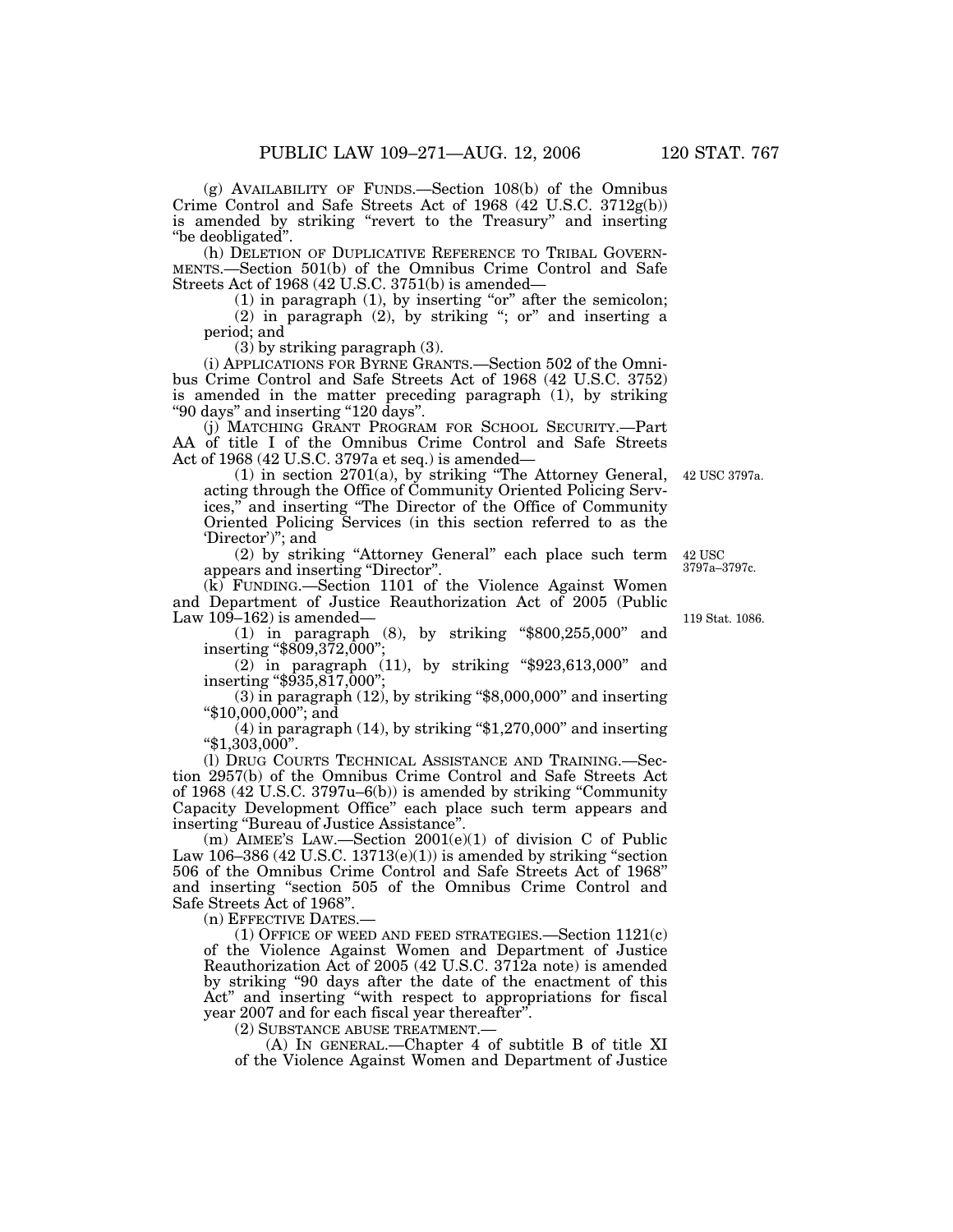(g) AVAILABILITY OF FUNDS.—Section 108(b) of the Omnibus Crime Control and Safe Streets Act of 1968 (42 U.S.C. 3712g(b)) is amended by striking "revert to the Treasury" and inserting "be deobligated".

(h) DELETION OF DUPLICATIVE REFERENCE TO TRIBAL GOVERNMENTS.—Section 501(b) of the Omnibus Crime Control and Safe Streets Act of 1968 (42 U.S.C. 3751(b) is amended—

(1) in paragraph (1), by inserting "or" after the semicolon;

(2) in paragraph (2), by striking "; or" and inserting a period; and

(3) by striking paragraph (3).

(i) APPLICATIONS FOR BYRNE GRANTS.—Section 502 of the Omnibus Crime Control and Safe Streets Act of 1968 (42 U.S.C. 3752) is amended in the matter preceding paragraph (1), by striking "90 days" and inserting "120 days".

(j) MATCHING GRANT PROGRAM FOR SCHOOL SECURITY.—Part AA of title I of the Omnibus Crime Control and Safe Streets Act of 1968 (42 U.S.C. 3797a et seq.) is amended—

42 USC 3797a.

(1) in section 2701(a), by striking "The Attorney General, acting through the Office of Community Oriented Policing Services," and inserting "The Director of the Office of Community Oriented Policing Services (in this section referred to as the 'Director')"; and

42 USC 3797a–3797c.

(2) by striking "Attorney General" each place such term appears and inserting "Director".

119 Stat. 1086.

(k) FUNDING.—Section 1101 of the Violence Against Women and Department of Justice Reauthorization Act of 2005 (Public Law 109–162) is amended—

(1) in paragraph (8), by striking "$800,255,000" and inserting "$809,372,000";

(2) in paragraph (11), by striking "$923,613,000" and inserting "$935,817,000";

(3) in paragraph (12), by striking "$8,000,000" and inserting "$10,000,000"; and

(4) in paragraph (14), by striking "$1,270,000" and inserting "$1,303,000".

(l) DRUG COURTS TECHNICAL ASSISTANCE AND TRAINING.—Section 2957(b) of the Omnibus Crime Control and Safe Streets Act of 1968 (42 U.S.C. 3797u–6(b)) is amended by striking "Community Capacity Development Office" each place such term appears and inserting "Bureau of Justice Assistance".

(m) AIMEE'S LAW.—Section 2001(e)(1) of division C of Public Law 106–386 (42 U.S.C. 13713(e)(1)) is amended by striking "section 506 of the Omnibus Crime Control and Safe Streets Act of 1968" and inserting "section 505 of the Omnibus Crime Control and Safe Streets Act of 1968".

(n) EFFECTIVE DATES.—

(1) OFFICE OF WEED AND FEED STRATEGIES.—Section 1121(c) of the Violence Against Women and Department of Justice Reauthorization Act of 2005 (42 U.S.C. 3712a note) is amended by striking "90 days after the date of the enactment of this Act" and inserting "with respect to appropriations for fiscal year 2007 and for each fiscal year thereafter".

(2) SUBSTANCE ABUSE TREATMENT.—

(A) IN GENERAL.—Chapter 4 of subtitle B of title XI of the Violence Against Women and Department of Justice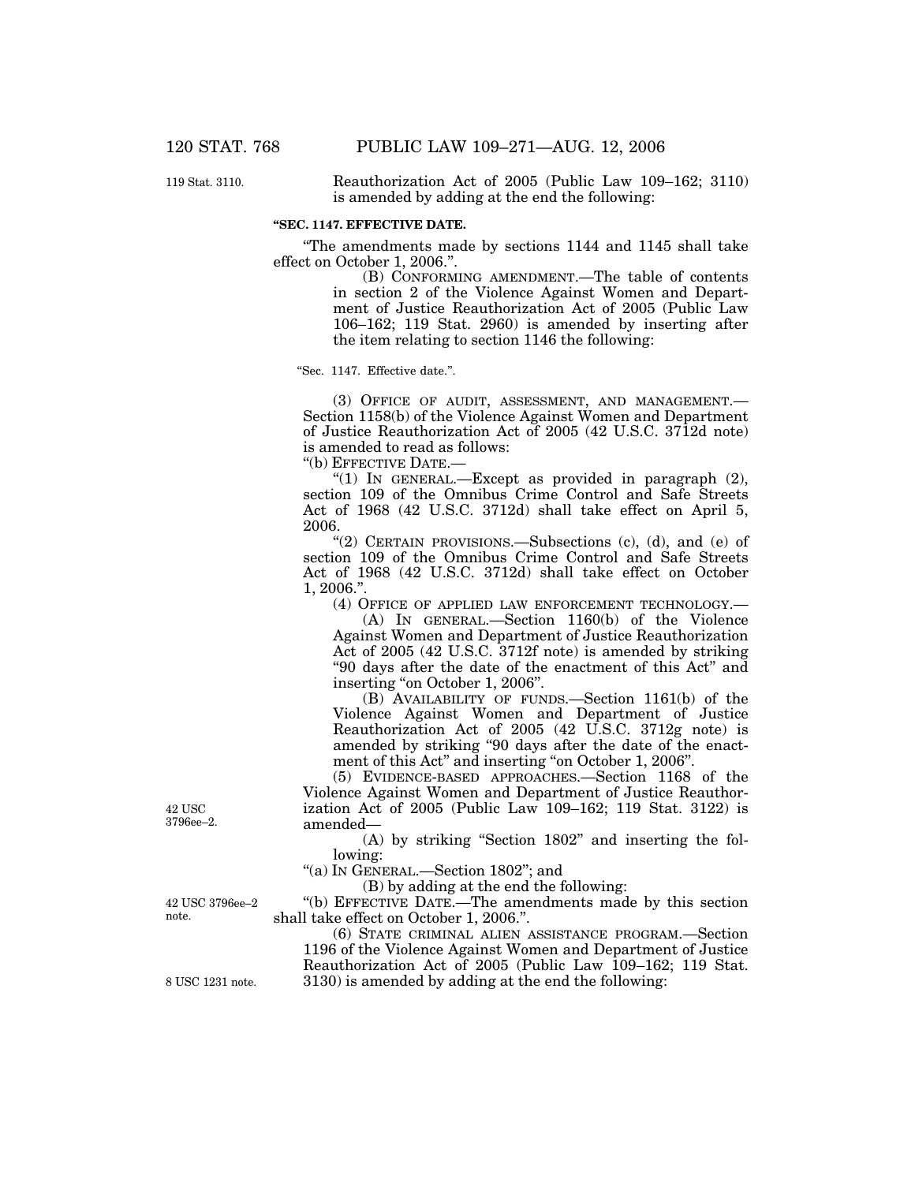119 Stat. 3110.

Reauthorization Act of 2005 (Public Law 109–162; 3110) is amended by adding at the end the following:

**"SEC. 1147. EFFECTIVE DATE.**

"The amendments made by sections 1144 and 1145 shall take effect on October 1, 2006.".

(B) CONFORMING AMENDMENT.—The table of contents in section 2 of the Violence Against Women and Department of Justice Reauthorization Act of 2005 (Public Law 106–162; 119 Stat. 2960) is amended by inserting after the item relating to section 1146 the following:

"Sec. 1147. Effective date.".

(3) OFFICE OF AUDIT, ASSESSMENT, AND MANAGEMENT.—Section 1158(b) of the Violence Against Women and Department of Justice Reauthorization Act of 2005 (42 U.S.C. 3712d note) is amended to read as follows:

"(b) EFFECTIVE DATE.—

"(1) IN GENERAL.—Except as provided in paragraph (2), section 109 of the Omnibus Crime Control and Safe Streets Act of 1968 (42 U.S.C. 3712d) shall take effect on April 5, 2006.

"(2) CERTAIN PROVISIONS.—Subsections (c), (d), and (e) of section 109 of the Omnibus Crime Control and Safe Streets Act of 1968 (42 U.S.C. 3712d) shall take effect on October 1, 2006.".

(4) OFFICE OF APPLIED LAW ENFORCEMENT TECHNOLOGY.—

(A) IN GENERAL.—Section 1160(b) of the Violence Against Women and Department of Justice Reauthorization Act of 2005 (42 U.S.C. 3712f note) is amended by striking "90 days after the date of the enactment of this Act" and inserting "on October 1, 2006".

(B) AVAILABILITY OF FUNDS.—Section 1161(b) of the Violence Against Women and Department of Justice Reauthorization Act of 2005 (42 U.S.C. 3712g note) is amended by striking "90 days after the date of the enactment of this Act" and inserting "on October 1, 2006".

42 USC 3796ee–2.

(5) EVIDENCE-BASED APPROACHES.—Section 1168 of the Violence Against Women and Department of Justice Reauthorization Act of 2005 (Public Law 109–162; 119 Stat. 3122) is amended—

(A) by striking "Section 1802" and inserting the following:

"(a) IN GENERAL.—Section 1802"; and

(B) by adding at the end the following:

42 USC 3796ee–2 note.

"(b) EFFECTIVE DATE.—The amendments made by this section shall take effect on October 1, 2006.".

8 USC 1231 note.

(6) STATE CRIMINAL ALIEN ASSISTANCE PROGRAM.—Section 1196 of the Violence Against Women and Department of Justice Reauthorization Act of 2005 (Public Law 109–162; 119 Stat. 3130) is amended by adding at the end the following: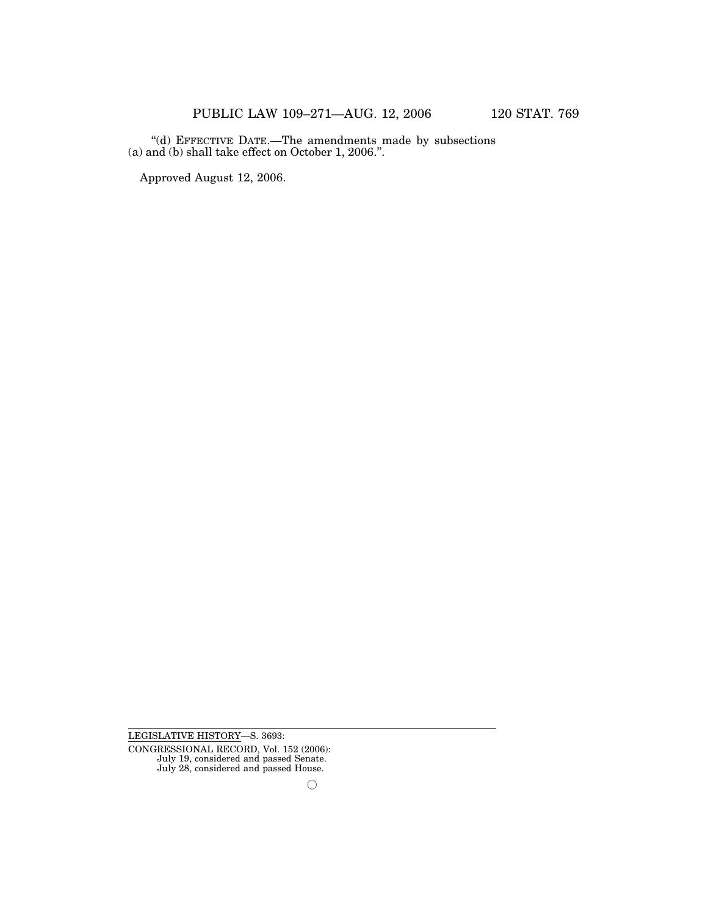"(d) EFFECTIVE DATE.—The amendments made by subsections (a) and (b) shall take effect on October 1, 2006.".

Approved August 12, 2006.

---

LEGISLATIVE HISTORY—S. 3693:

CONGRESSIONAL RECORD, Vol. 152 (2006):
- July 19, considered and passed Senate.
- July 28, considered and passed House.

○